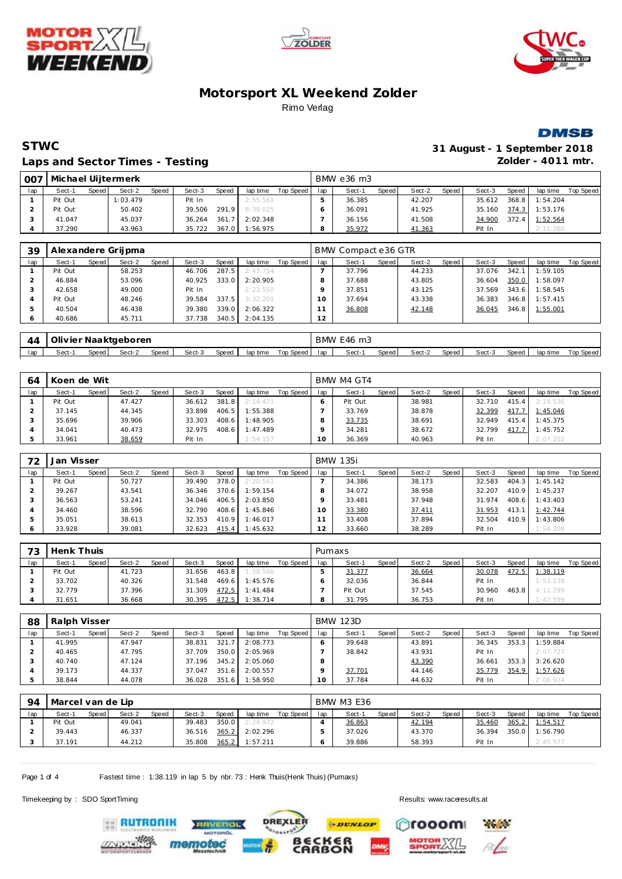# Motorsport XL Weekend Zolder

Rimo Verlag

## STWC

## Laps and Sector Times - Testing

**31 August - 1 September 2018**
**Zolder - 4011 mtr.**

| 007 | Michael Uijtermerk | | | | | | | | BMW e36 m3 | | | | | | | | |
|---|---|---|---|---|---|---|---|---|---|---|---|---|---|---|---|---|---|
| lap | Sect-1 | Speed | Sect-2 | Speed | Sect-3 | Speed | lap time | Top Speed | lap | Sect-1 | Speed | Sect-2 | Speed | Sect-3 | Speed | lap time | Top Speed |
| 1 | Pit Out | | 1:03.479 | | Pit In | | 2:55.561 | | 5 | 36.385 | | 42.207 | | 35.612 | 368.8 | 1:54.204 | |
| 2 | Pit Out | | 50.402 | | 39.506 | 291.9 | 6:39.025 | | 6 | 36.091 | | 41.925 | | 35.160 | 374.3 | 1:53.176 | |
| 3 | 41.047 | | 45.037 | | 36.264 | 361.7 | 2:02.348 | | 7 | 36.156 | | 41.508 | | 34.900 | 372.4 | 1:52.564 | |
| 4 | 37.290 | | 43.963 | | 35.722 | 367.0 | 1:56.975 | | 8 | 35.972 | | 41.363 | | Pit In | | 2:11.260 | |

| 39 | Alexandere Grijpma | | | | | | | | BMW Compact e36 GTR | | | | | | | | |
|---|---|---|---|---|---|---|---|---|---|---|---|---|---|---|---|---|---|
| lap | Sect-1 | Speed | Sect-2 | Speed | Sect-3 | Speed | lap time | Top Speed | lap | Sect-1 | Speed | Sect-2 | Speed | Sect-3 | Speed | lap time | Top Speed |
| 1 | Pit Out | | 58.253 | | 46.706 | 287.5 | 2:43.754 | | 7 | 37.796 | | 44.233 | | 37.076 | 342.1 | 1:59.105 | |
| 2 | 46.884 | | 53.096 | | 40.925 | 333.0 | 2:20.905 | | 8 | 37.688 | | 43.805 | | 36.604 | 350.0 | 1:58.097 | |
| 3 | 42.658 | | 49.000 | | Pit In | | 2:23.550 | | 9 | 37.851 | | 43.125 | | 37.569 | 343.6 | 1:58.545 | |
| 4 | Pit Out | | 48.246 | | 39.584 | 337.5 | 3:32.201 | | 10 | 37.694 | | 43.338 | | 36.383 | 346.8 | 1:57.415 | |
| 5 | 40.504 | | 46.438 | | 39.380 | 339.0 | 2:06.322 | | 11 | 36.808 | | 42.148 | | 36.045 | 346.8 | 1:55.001 | |
| 6 | 40.686 | | 45.711 | | 37.738 | 340.5 | 2:04.135 | | 12 | | | | | | | | |

| 44 | Olivier Naaktgeboren | | | | | | | | BMW E46 m3 | | | | | | | | |
|---|---|---|---|---|---|---|---|---|---|---|---|---|---|---|---|---|---|
| lap | Sect-1 | Speed | Sect-2 | Speed | Sect-3 | Speed | lap time | Top Speed | lap | Sect-1 | Speed | Sect-2 | Speed | Sect-3 | Speed | lap time | Top Speed |

| 64 | Koen de Wit | | | | | | | | BMW M4 GT4 | | | | | | | | |
|---|---|---|---|---|---|---|---|---|---|---|---|---|---|---|---|---|---|
| lap | Sect-1 | Speed | Sect-2 | Speed | Sect-3 | Speed | lap time | Top Speed | lap | Sect-1 | Speed | Sect-2 | Speed | Sect-3 | Speed | lap time | Top Speed |
| 1 | Pit Out | | 47.427 | | 36.612 | 381.8 | 2:14.471 | | 6 | Pit Out | | 38.981 | | 32.710 | 415.4 | 3:19.536 | |
| 2 | 37.145 | | 44.345 | | 33.898 | 406.5 | 1:55.388 | | 7 | 33.769 | | 38.878 | | 32.399 | 417.7 | 1:45.046 | |
| 3 | 35.696 | | 39.906 | | 33.303 | 408.6 | 1:48.905 | | 8 | 33.735 | | 38.691 | | 32.949 | 415.4 | 1:45.375 | |
| 4 | 34.041 | | 40.473 | | 32.975 | 408.6 | 1:47.489 | | 9 | 34.281 | | 38.672 | | 32.799 | 417.7 | 1:45.752 | |
| 5 | 33.961 | | 38.659 | | Pit In | | 1:54.157 | | 10 | 36.369 | | 40.963 | | Pit In | | 2:07.202 | |

| 72 | Jan Visser | | | | | | | | BMW 135i | | | | | | | | |
|---|---|---|---|---|---|---|---|---|---|---|---|---|---|---|---|---|---|
| lap | Sect-1 | Speed | Sect-2 | Speed | Sect-3 | Speed | lap time | Top Speed | lap | Sect-1 | Speed | Sect-2 | Speed | Sect-3 | Speed | lap time | Top Speed |
| 1 | Pit Out | | 50.727 | | 39.490 | 378.0 | 2:20.561 | | 7 | 34.386 | | 38.173 | | 32.583 | 404.3 | 1:45.142 | |
| 2 | 39.267 | | 43.541 | | 36.346 | 370.6 | 1:59.154 | | 8 | 34.072 | | 38.958 | | 32.207 | 410.9 | 1:45.237 | |
| 3 | 36.563 | | 53.241 | | 34.046 | 406.5 | 2:03.850 | | 9 | 33.481 | | 37.948 | | 31.974 | 408.6 | 1:43.403 | |
| 4 | 34.460 | | 38.596 | | 32.790 | 408.6 | 1:45.846 | | 10 | 33.380 | | 37.411 | | 31.953 | 413.1 | 1:42.744 | |
| 5 | 35.051 | | 38.613 | | 32.353 | 410.9 | 1:46.017 | | 11 | 33.408 | | 37.894 | | 32.504 | 410.9 | 1:43.806 | |
| 6 | 33.928 | | 39.081 | | 32.623 | 415.4 | 1:45.632 | | 12 | 33.660 | | 38.289 | | Pit In | | 1:54.208 | |

| 73 | Henk Thuis | | | | | | | | Pumaxs | | | | | | | | |
|---|---|---|---|---|---|---|---|---|---|---|---|---|---|---|---|---|---|
| lap | Sect-1 | Speed | Sect-2 | Speed | Sect-3 | Speed | lap time | Top Speed | lap | Sect-1 | Speed | Sect-2 | Speed | Sect-3 | Speed | lap time | Top Speed |
| 1 | Pit Out | | 41.723 | | 31.656 | 463.8 | 1:58.566 | | 5 | 31.377 | | 36.664 | | 30.078 | 472.5 | 1:38.119 | |
| 2 | 33.702 | | 40.326 | | 31.548 | 469.6 | 1:45.576 | | 6 | 32.036 | | 36.844 | | Pit In | | 1:53.238 | |
| 3 | 32.779 | | 37.396 | | 31.309 | 472.5 | 1:41.484 | | 7 | Pit Out | | 37.545 | | 30.960 | 463.8 | 4:11.299 | |
| 4 | 31.651 | | 36.668 | | 30.395 | 472.5 | 1:38.714 | | 8 | 31.795 | | 36.753 | | Pit In | | 1:47.599 | |

| 88 | Ralph Visser | | | | | | | | BMW 123D | | | | | | | | |
|---|---|---|---|---|---|---|---|---|---|---|---|---|---|---|---|---|---|
| lap | Sect-1 | Speed | Sect-2 | Speed | Sect-3 | Speed | lap time | Top Speed | lap | Sect-1 | Speed | Sect-2 | Speed | Sect-3 | Speed | lap time | Top Speed |
| 1 | 41.995 | | 47.947 | | 38.831 | 321.7 | 2:08.773 | | 6 | 39.648 | | 43.891 | | 36.345 | 353.3 | 1:59.884 | |
| 2 | 40.465 | | 47.795 | | 37.709 | 350.0 | 2:05.969 | | 7 | 38.842 | | 43.931 | | Pit In | | 2:07.727 | |
| 3 | 40.740 | | 47.124 | | 37.196 | 345.2 | 2:05.060 | | 8 | | | 43.390 | | 36.661 | 353.3 | 3:26.620 | |
| 4 | 39.173 | | 44.337 | | 37.047 | 351.6 | 2:00.557 | | 9 | 37.701 | | 44.146 | | 35.779 | 354.9 | 1:57.626 | |
| 5 | 38.844 | | 44.078 | | 36.028 | 351.6 | 1:58.950 | | 10 | 37.784 | | 44.632 | | Pit In | | 2:06.924 | |

| 94 | Marcel van de Lip | | | | | | | | BMW M3 E36 | | | | | | | | |
|---|---|---|---|---|---|---|---|---|---|---|---|---|---|---|---|---|---|
| lap | Sect-1 | Speed | Sect-2 | Speed | Sect-3 | Speed | lap time | Top Speed | lap | Sect-1 | Speed | Sect-2 | Speed | Sect-3 | Speed | lap time | Top Speed |
| 1 | Pit Out | | 49.041 | | 39.483 | 350.0 | 2:24.972 | | 4 | 36.863 | | 42.194 | | 35.460 | 365.2 | 1:54.517 | |
| 2 | 39.443 | | 46.337 | | 36.516 | 365.2 | 2:02.296 | | 5 | 37.026 | | 43.370 | | 36.394 | 350.0 | 1:56.790 | |
| 3 | 37.191 | | 44.212 | | 35.808 | 365.2 | 1:57.211 | | 6 | 39.886 | | 58.393 | | Pit In | | 2:45.577 | |

Fastest time : 1:38.119 in lap 5 by nbr. 73 : Henk Thuis(Henk Thuis) (Pumaxs)

Timekeeping by : SDO SportTiming

Results: www.raceresults.at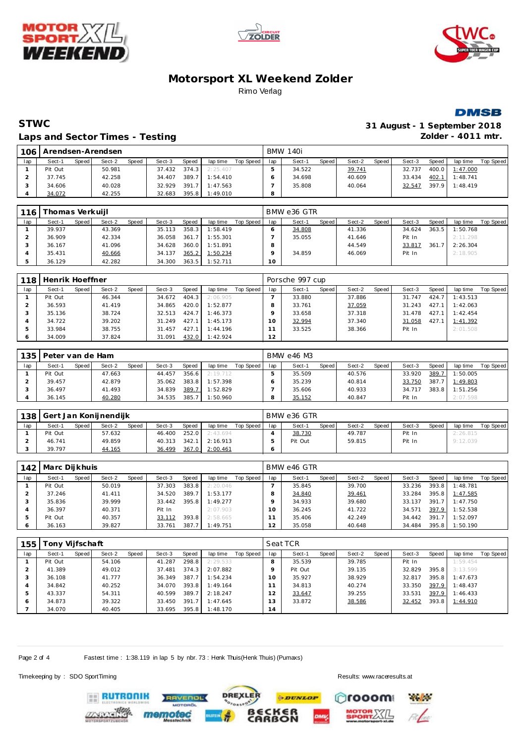# Motorsport XL Weekend Zolder

Rimo Verlag

## STWC

## Laps and Sector Times - Testing

31 August - 1 September 2018
Zolder - 4011 mtr.

| 106 | Arendsen-Arendsen | | | | | | | | BMW 140i | | | | | | | | |
|---|---|---|---|---|---|---|---|---|---|---|---|---|---|---|---|---|---|
| lap | Sect-1 | Speed | Sect-2 | Speed | Sect-3 | Speed | lap time | Top Speed | lap | Sect-1 | Speed | Sect-2 | Speed | Sect-3 | Speed | lap time | Top Speed |
| 1 | Pit Out | | 50.981 | | 37.432 | 374.3 | 2:25.407 | | 5 | 34.522 | | 39.741 | | 32.737 | 400.0 | 1:47.000 | |
| 2 | 37.745 | | 42.258 | | 34.407 | 389.7 | 1:54.410 | | 6 | 34.698 | | 40.609 | | 33.434 | 402.1 | 1:48.741 | |
| 3 | 34.606 | | 40.028 | | 32.929 | 391.7 | 1:47.563 | | 7 | 35.808 | | 40.064 | | 32.547 | 397.9 | 1:48.419 | |
| 4 | 34.072 | | 42.255 | | 32.683 | 395.8 | 1:49.010 | | 8 | | | | | | | | |

| 116 | Thomas Verkuijl | | | | | | | | BMW e36 GTR | | | | | | | | |
|---|---|---|---|---|---|---|---|---|---|---|---|---|---|---|---|---|---|
| lap | Sect-1 | Speed | Sect-2 | Speed | Sect-3 | Speed | lap time | Top Speed | lap | Sect-1 | Speed | Sect-2 | Speed | Sect-3 | Speed | lap time | Top Speed |
| 1 | 39.937 | | 43.369 | | 35.113 | 358.3 | 1:58.419 | | 6 | 34.808 | | 41.336 | | 34.624 | 363.5 | 1:50.768 | |
| 2 | 36.909 | | 42.334 | | 36.058 | 361.7 | 1:55.301 | | 7 | 35.055 | | 41.646 | | Pit In | | 2:11.298 | |
| 3 | 36.167 | | 41.096 | | 34.628 | 360.0 | 1:51.891 | | 8 | | | 44.549 | | 33.817 | 361.7 | 2:26.304 | |
| 4 | 35.431 | | 40.666 | | 34.137 | 365.2 | 1:50.234 | | 9 | 34.859 | | 46.069 | | Pit In | | 2:18.905 | |
| 5 | 36.129 | | 42.282 | | 34.300 | 363.5 | 1:52.711 | | 10 | | | | | | | | |

| 118 | Henrik Hoeffner | | | | | | | | Porsche 997 cup | | | | | | | | |
|---|---|---|---|---|---|---|---|---|---|---|---|---|---|---|---|---|---|
| lap | Sect-1 | Speed | Sect-2 | Speed | Sect-3 | Speed | lap time | Top Speed | lap | Sect-1 | Speed | Sect-2 | Speed | Sect-3 | Speed | lap time | Top Speed |
| 1 | Pit Out | | 46.344 | | 34.672 | 404.3 | 2:06.905 | | 7 | 33.880 | | 37.886 | | 31.747 | 424.7 | 1:43.513 | |
| 2 | 36.593 | | 41.419 | | 34.865 | 420.0 | 1:52.877 | | 8 | 33.761 | | 37.059 | | 31.243 | 427.1 | 1:42.063 | |
| 3 | 35.136 | | 38.724 | | 32.513 | 424.7 | 1:46.373 | | 9 | 33.658 | | 37.318 | | 31.478 | 427.1 | 1:42.454 | |
| 4 | 34.722 | | 39.202 | | 31.249 | 427.1 | 1:45.173 | | 10 | 32.994 | | 37.340 | | 31.058 | 427.1 | 1:41.392 | |
| 5 | 33.984 | | 38.755 | | 31.457 | 427.1 | 1:44.196 | | 11 | 33.525 | | 38.366 | | Pit In | | 2:01.508 | |
| 6 | 34.009 | | 37.824 | | 31.091 | 432.0 | 1:42.924 | | 12 | | | | | | | | |

| 135 | Peter van de Ham | | | | | | | | BMW e46 M3 | | | | | | | | |
|---|---|---|---|---|---|---|---|---|---|---|---|---|---|---|---|---|---|
| lap | Sect-1 | Speed | Sect-2 | Speed | Sect-3 | Speed | lap time | Top Speed | lap | Sect-1 | Speed | Sect-2 | Speed | Sect-3 | Speed | lap time | Top Speed |
| 1 | Pit Out | | 47.663 | | 44.457 | 356.6 | 2:19.712 | | 5 | 35.509 | | 40.576 | | 33.920 | 389.7 | 1:50.005 | |
| 2 | 39.457 | | 42.879 | | 35.062 | 383.8 | 1:57.398 | | 6 | 35.239 | | 40.814 | | 33.750 | 387.7 | 1:49.803 | |
| 3 | 36.497 | | 41.493 | | 34.839 | 389.7 | 1:52.829 | | 7 | 35.606 | | 40.933 | | 34.717 | 383.8 | 1:51.256 | |
| 4 | 36.145 | | 40.280 | | 34.535 | 385.7 | 1:50.960 | | 8 | 35.152 | | 40.847 | | Pit In | | 2:07.598 | |

| 138 | Gert Jan Konijnendijk | | | | | | | | BMW e36 GTR | | | | | | | | |
|---|---|---|---|---|---|---|---|---|---|---|---|---|---|---|---|---|---|
| lap | Sect-1 | Speed | Sect-2 | Speed | Sect-3 | Speed | lap time | Top Speed | lap | Sect-1 | Speed | Sect-2 | Speed | Sect-3 | Speed | lap time | Top Speed |
| 1 | Pit Out | | 57.632 | | 46.400 | 252.0 | 2:43.694 | | 4 | 38.730 | | 49.787 | | Pit In | | 2:26.815 | |
| 2 | 46.741 | | 49.859 | | 40.313 | 342.1 | 2:16.913 | | 5 | Pit Out | | 59.815 | | Pit In | | 9:12.039 | |
| 3 | 39.797 | | 44.165 | | 36.499 | 367.0 | 2:00.461 | | 6 | | | | | | | | |

| 142 | Marc Dijkhuis | | | | | | | | BMW e46 GTR | | | | | | | | |
|---|---|---|---|---|---|---|---|---|---|---|---|---|---|---|---|---|---|
| lap | Sect-1 | Speed | Sect-2 | Speed | Sect-3 | Speed | lap time | Top Speed | lap | Sect-1 | Speed | Sect-2 | Speed | Sect-3 | Speed | lap time | Top Speed |
| 1 | Pit Out | | 50.019 | | 37.303 | 383.8 | 2:20.046 | | 7 | 35.845 | | 39.700 | | 33.236 | 393.8 | 1:48.781 | |
| 2 | 37.246 | | 41.411 | | 34.520 | 389.7 | 1:53.177 | | 8 | 34.840 | | 39.461 | | 33.284 | 395.8 | 1:47.585 | |
| 3 | 35.836 | | 39.999 | | 33.442 | 395.8 | 1:49.277 | | 9 | 34.933 | | 39.680 | | 33.137 | 395.8 | 1:47.750 | |
| 4 | 36.397 | | 40.371 | | Pit In | | 2:07.903 | | 10 | 36.245 | | 41.722 | | 34.571 | 397.9 | 1:52.538 | |
| 5 | Pit Out | | 40.357 | | 33.112 | 393.8 | 2:58.665 | | 11 | 35.406 | | 42.249 | | 34.442 | 391.7 | 1:52.097 | |
| 6 | 36.163 | | 39.827 | | 33.761 | 387.7 | 1:49.751 | | 12 | 35.058 | | 40.648 | | 34.484 | 395.8 | 1:50.190 | |

| 155 | Tony Vijfschaft | | | | | | | | Seat TCR | | | | | | | | |
|---|---|---|---|---|---|---|---|---|---|---|---|---|---|---|---|---|---|
| lap | Sect-1 | Speed | Sect-2 | Speed | Sect-3 | Speed | lap time | Top Speed | lap | Sect-1 | Speed | Sect-2 | Speed | Sect-3 | Speed | lap time | Top Speed |
| 1 | Pit Out | | 54.106 | | 41.287 | 298.8 | 2:29.533 | | 8 | 35.539 | | 39.785 | | Pit In | | 1:59.454 | |
| 2 | 41.389 | | 49.012 | | 37.481 | 374.3 | 2:07.882 | | 9 | Pit Out | | 39.135 | | 32.829 | 395.8 | 3:13.599 | |
| 3 | 36.108 | | 41.777 | | 36.349 | 387.7 | 1:54.234 | | 10 | 35.927 | | 38.929 | | 32.817 | 395.8 | 1:47.673 | |
| 4 | 34.842 | | 40.252 | | 34.070 | 393.8 | 1:49.164 | | 11 | 34.813 | | 40.274 | | 33.350 | 397.9 | 1:48.437 | |
| 5 | 43.337 | | 54.311 | | 40.599 | 389.7 | 2:18.247 | | 12 | 33.647 | | 39.255 | | 33.531 | 397.9 | 1:46.433 | |
| 6 | 34.873 | | 39.322 | | 33.450 | 391.7 | 1:47.645 | | 13 | 33.872 | | 38.586 | | 32.452 | 393.8 | 1:44.910 | |
| 7 | 34.070 | | 40.405 | | 33.695 | 395.8 | 1:48.170 | | 14 | | | | | | | | |

Fastest time : 1:38.119 in lap 5 by nbr. 73 : Henk Thuis(Henk Thuis) (Pumaxs)

Timekeeping by : SDO SportTiming

Results: www.raceresults.at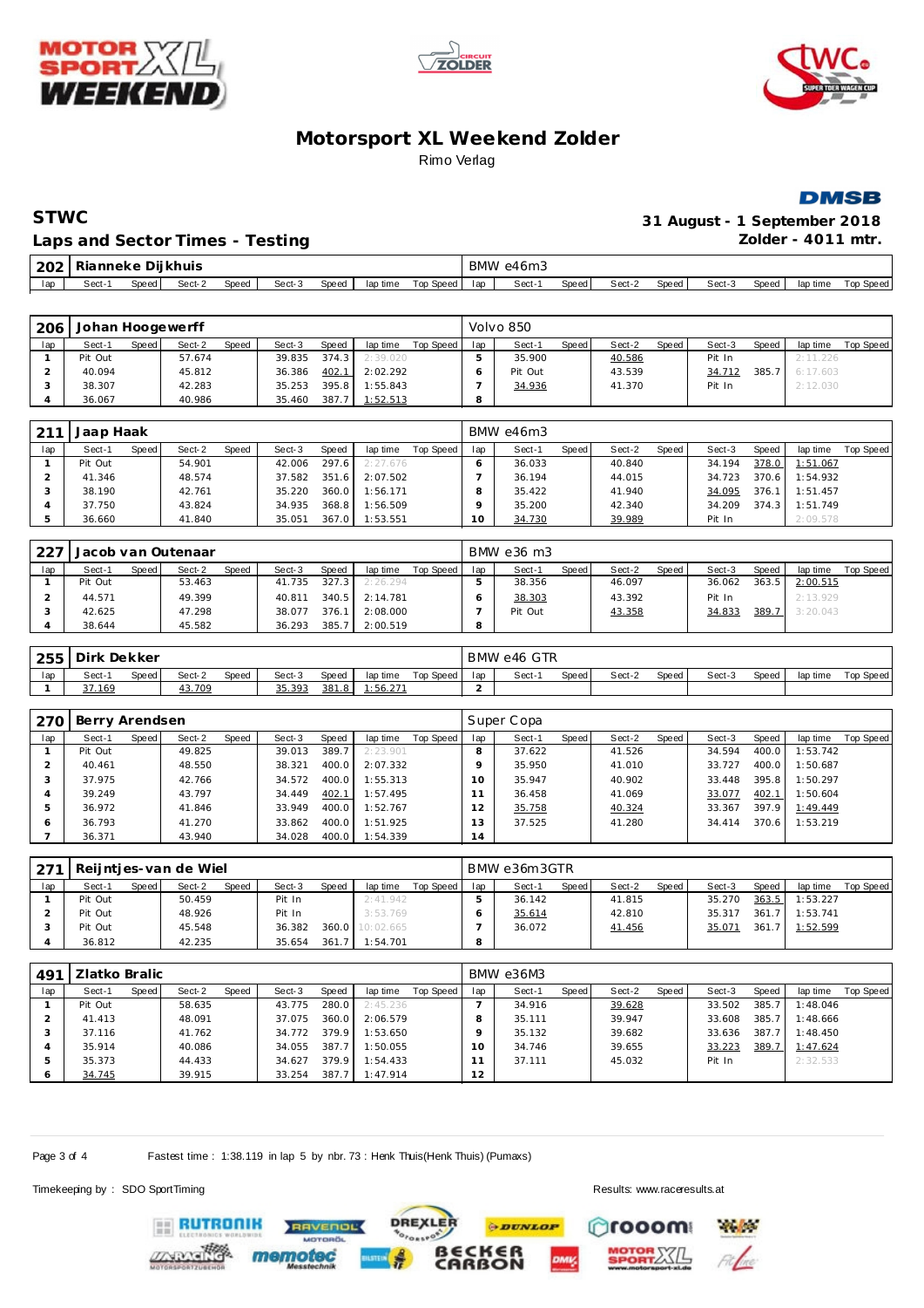# Motorsport XL Weekend Zolder

Rimo Verlag

## STWC

**31 August - 1 September 2018**

**Laps and Sector Times - Testing**

**Zolder - 4011 mtr.**

| 202 | Rianneke Dijkhuis | | | | | | | | BMW e46m3 | | | | | | | | |
|---|---|---|---|---|---|---|---|---|---|---|---|---|---|---|---|---|---|
| lap | Sect-1 | Speed | Sect-2 | Speed | Sect-3 | Speed | lap time | Top Speed | lap | Sect-1 | Speed | Sect-2 | Speed | Sect-3 | Speed | lap time | Top Speed |

| 206 | Johan Hoogewerff | | | | | | | | Volvo 850 | | | | | | | | |
|---|---|---|---|---|---|---|---|---|---|---|---|---|---|---|---|---|---|
| lap | Sect-1 | Speed | Sect-2 | Speed | Sect-3 | Speed | lap time | Top Speed | lap | Sect-1 | Speed | Sect-2 | Speed | Sect-3 | Speed | lap time | Top Speed |
| 1 | Pit Out | | 57.674 | | 39.835 | 374.3 | 2:39.020 | | 5 | 35.900 | | 40.586 | | Pit In | | 2:11.226 | |
| 2 | 40.094 | | 45.812 | | 36.386 | 402.1 | 2:02.292 | | 6 | Pit Out | | 43.539 | | 34.712 | 385.7 | 6:17.603 | |
| 3 | 38.307 | | 42.283 | | 35.253 | 395.8 | 1:55.843 | | 7 | 34.936 | | 41.370 | | Pit In | | 2:12.030 | |
| 4 | 36.067 | | 40.986 | | 35.460 | 387.7 | 1:52.513 | | 8 | | | | | | | | |

| 211 | Jaap Haak | | | | | | | | BMW e46m3 | | | | | | | | |
|---|---|---|---|---|---|---|---|---|---|---|---|---|---|---|---|---|---|
| lap | Sect-1 | Speed | Sect-2 | Speed | Sect-3 | Speed | lap time | Top Speed | lap | Sect-1 | Speed | Sect-2 | Speed | Sect-3 | Speed | lap time | Top Speed |
| 1 | Pit Out | | 54.901 | | 42.006 | 297.6 | 2:27.676 | | 6 | 36.033 | | 40.840 | | 34.194 | 378.0 | 1:51.067 | |
| 2 | 41.346 | | 48.574 | | 37.582 | 351.6 | 2:07.502 | | 7 | 36.194 | | 44.015 | | 34.723 | 370.6 | 1:54.932 | |
| 3 | 38.190 | | 42.761 | | 35.220 | 360.0 | 1:56.171 | | 8 | 35.422 | | 41.940 | | 34.095 | 376.1 | 1:51.457 | |
| 4 | 37.750 | | 43.824 | | 34.935 | 368.8 | 1:56.509 | | 9 | 35.200 | | 42.340 | | 34.209 | 374.3 | 1:51.749 | |
| 5 | 36.660 | | 41.840 | | 35.051 | 367.0 | 1:53.551 | | 10 | 34.730 | | 39.989 | | Pit In | | 2:09.578 | |

| 227 | Jacob van Outenaar | | | | | | | | BMW e36 m3 | | | | | | | | |
|---|---|---|---|---|---|---|---|---|---|---|---|---|---|---|---|---|---|
| lap | Sect-1 | Speed | Sect-2 | Speed | Sect-3 | Speed | lap time | Top Speed | lap | Sect-1 | Speed | Sect-2 | Speed | Sect-3 | Speed | lap time | Top Speed |
| 1 | Pit Out | | 53.463 | | 41.735 | 327.3 | 2:26.294 | | 5 | 38.356 | | 46.097 | | 36.062 | 363.5 | 2:00.515 | |
| 2 | 44.571 | | 49.399 | | 40.811 | 340.5 | 2:14.781 | | 6 | 38.303 | | 43.392 | | Pit In | | 2:13.929 | |
| 3 | 42.625 | | 47.298 | | 38.077 | 376.1 | 2:08.000 | | 7 | Pit Out | | 43.358 | | 34.833 | 389.7 | 3:20.043 | |
| 4 | 38.644 | | 45.582 | | 36.293 | 385.7 | 2:00.519 | | 8 | | | | | | | | |

| 255 | Dirk Dekker | | | | | | | | BMW e46 GTR | | | | | | | | |
|---|---|---|---|---|---|---|---|---|---|---|---|---|---|---|---|---|---|
| lap | Sect-1 | Speed | Sect-2 | Speed | Sect-3 | Speed | lap time | Top Speed | lap | Sect-1 | Speed | Sect-2 | Speed | Sect-3 | Speed | lap time | Top Speed |
| 1 | 37.169 | | 43.709 | | 35.393 | 381.8 | 1:56.271 | | 2 | | | | | | | | |

| 270 | Berry Arendsen | | | | | | | | Super Copa | | | | | | | | |
|---|---|---|---|---|---|---|---|---|---|---|---|---|---|---|---|---|---|
| lap | Sect-1 | Speed | Sect-2 | Speed | Sect-3 | Speed | lap time | Top Speed | lap | Sect-1 | Speed | Sect-2 | Speed | Sect-3 | Speed | lap time | Top Speed |
| 1 | Pit Out | | 49.825 | | 39.013 | 389.7 | 2:23.901 | | 8 | 37.622 | | 41.526 | | 34.594 | 400.0 | 1:53.742 | |
| 2 | 40.461 | | 48.550 | | 38.321 | 400.0 | 2:07.332 | | 9 | 35.950 | | 41.010 | | 33.727 | 400.0 | 1:50.687 | |
| 3 | 37.975 | | 42.766 | | 34.572 | 400.0 | 1:55.313 | | 10 | 35.947 | | 40.902 | | 33.448 | 395.8 | 1:50.297 | |
| 4 | 39.249 | | 43.797 | | 34.449 | 402.1 | 1:57.495 | | 11 | 36.458 | | 41.069 | | 33.077 | 402.1 | 1:50.604 | |
| 5 | 36.972 | | 41.846 | | 33.949 | 400.0 | 1:52.767 | | 12 | 35.758 | | 40.324 | | 33.367 | 397.9 | 1:49.449 | |
| 6 | 36.793 | | 41.270 | | 33.862 | 400.0 | 1:51.925 | | 13 | 37.525 | | 41.280 | | 34.414 | 370.6 | 1:53.219 | |
| 7 | 36.371 | | 43.940 | | 34.028 | 400.0 | 1:54.339 | | 14 | | | | | | | | |

| 271 | Reijntjes-van de Wiel | | | | | | | | BMW e36m3GTR | | | | | | | | |
|---|---|---|---|---|---|---|---|---|---|---|---|---|---|---|---|---|---|
| lap | Sect-1 | Speed | Sect-2 | Speed | Sect-3 | Speed | lap time | Top Speed | lap | Sect-1 | Speed | Sect-2 | Speed | Sect-3 | Speed | lap time | Top Speed |
| 1 | Pit Out | | 50.459 | | Pit In | | 2:41.942 | | 5 | 36.142 | | 41.815 | | 35.270 | 363.5 | 1:53.227 | |
| 2 | Pit Out | | 48.926 | | Pit In | | 3:53.769 | | 6 | 35.614 | | 42.810 | | 35.317 | 361.7 | 1:53.741 | |
| 3 | Pit Out | | 45.548 | | 36.382 | 360.0 | 10:02.665 | | 7 | 36.072 | | 41.456 | | 35.071 | 361.7 | 1:52.599 | |
| 4 | 36.812 | | 42.235 | | 35.654 | 361.7 | 1:54.701 | | 8 | | | | | | | | |

| 491 | Zlatko Bralic | | | | | | | | BMW e36M3 | | | | | | | | |
|---|---|---|---|---|---|---|---|---|---|---|---|---|---|---|---|---|---|
| lap | Sect-1 | Speed | Sect-2 | Speed | Sect-3 | Speed | lap time | Top Speed | lap | Sect-1 | Speed | Sect-2 | Speed | Sect-3 | Speed | lap time | Top Speed |
| 1 | Pit Out | | 58.635 | | 43.775 | 280.0 | 2:45.236 | | 7 | 34.916 | | 39.628 | | 33.502 | 385.7 | 1:48.046 | |
| 2 | 41.413 | | 48.091 | | 37.075 | 360.0 | 2:06.579 | | 8 | 35.111 | | 39.947 | | 33.608 | 385.7 | 1:48.666 | |
| 3 | 37.116 | | 41.762 | | 34.772 | 379.9 | 1:53.650 | | 9 | 35.132 | | 39.682 | | 33.636 | 387.7 | 1:48.450 | |
| 4 | 35.914 | | 40.086 | | 34.055 | 387.7 | 1:50.055 | | 10 | 34.746 | | 39.655 | | 33.223 | 389.7 | 1:47.624 | |
| 5 | 35.373 | | 44.433 | | 34.627 | 379.9 | 1:54.433 | | 11 | 37.111 | | 45.032 | | Pit In | | 2:32.533 | |
| 6 | 34.745 | | 39.915 | | 33.254 | 387.7 | 1:47.914 | | 12 | | | | | | | | |

Fastest time : 1:38.119 in lap 5 by nbr. 73 : Henk Thuis(Henk Thuis) (Pumaxs)

Timekeeping by : SDO SportTiming

Results: www.raceresults.at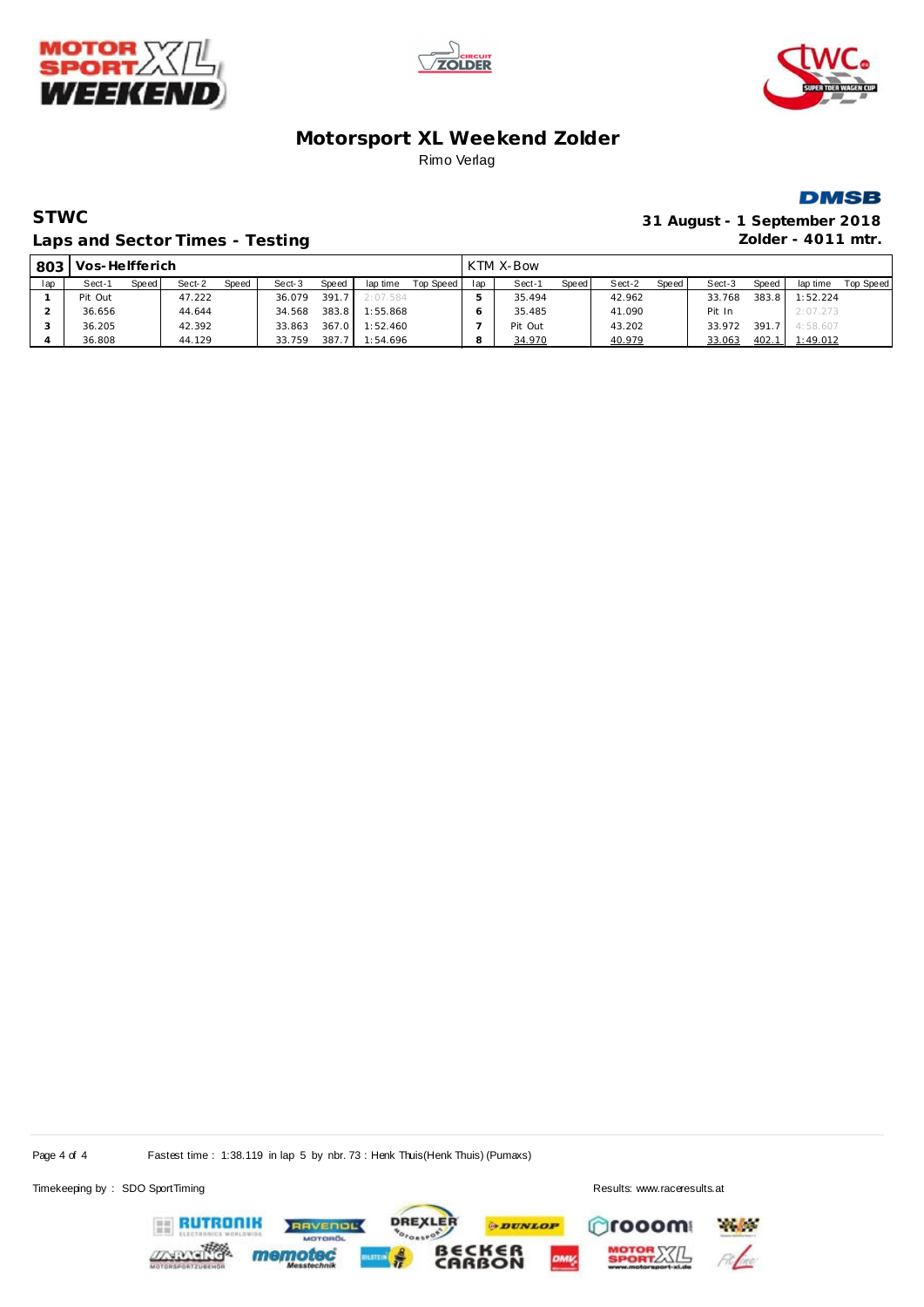# Motorsport XL Weekend Zolder

Rimo Verlag

## STWC

### Laps and Sector Times - Testing

**31 August - 1 September 2018**

**Zolder - 4011 mtr.**

| 803 | Vos-Helfferich | | | | | | | | | KTM X-Bow | | | | | | | | |
|---|---|---|---|---|---|---|---|---|---|---|---|---|---|---|---|---|---|---|
| lap | Sect-1 | Speed | Sect-2 | Speed | Sect-3 | Speed | lap time | Top Speed | lap | Sect-1 | Speed | Sect-2 | Speed | Sect-3 | Speed | lap time | Top Speed |
| 1 | Pit Out | | 47.222 | | 36.079 | 391.7 | 2:07.584 | | 5 | 35.494 | | 42.962 | | 33.768 | 383.8 | 1:52.224 | |
| 2 | 36.656 | | 44.644 | | 34.568 | 383.8 | 1:55.868 | | 6 | 35.485 | | 41.090 | | Pit In | | 2:07.273 | |
| 3 | 36.205 | | 42.392 | | 33.863 | 367.0 | 1:52.460 | | 7 | Pit Out | | 43.202 | | 33.972 | 391.7 | 4:58.607 | |
| 4 | 36.808 | | 44.129 | | 33.759 | 387.7 | 1:54.696 | | 8 | 34.970 | | 40.979 | | 33.063 | 402.1 | 1:49.012 | |

Fastest time : 1:38.119 in lap 5 by nbr. 73 : Henk Thuis(Henk Thuis) (Pumaxs)

Timekeeping by : SDO SportTiming

Results: www.raceresults.at